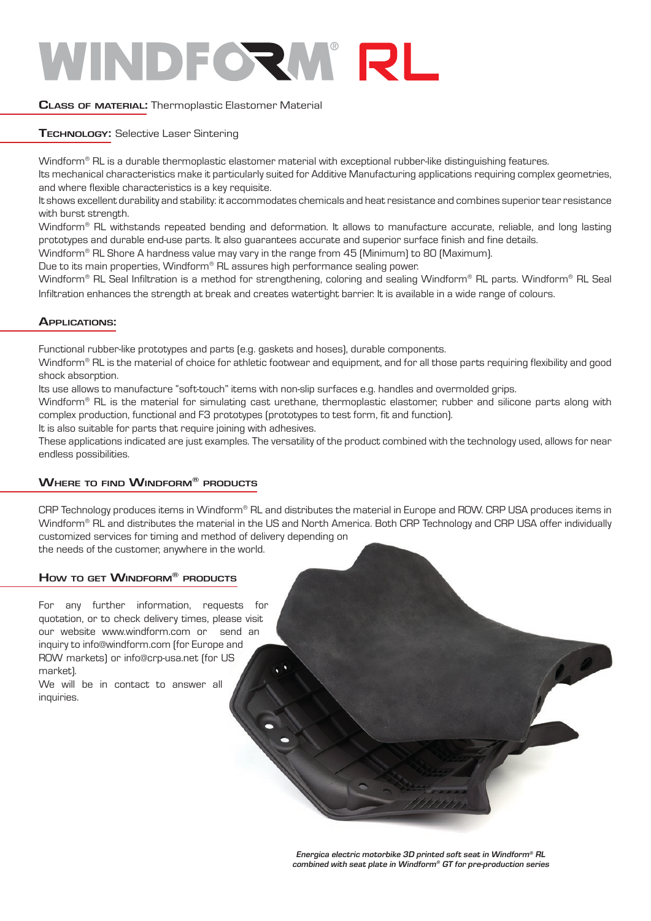# WINDFORM® RL

**Class of material:** Thermoplastic Elastomer Material

**Technology:** Selective Laser Sintering

Windform® RL is a durable thermoplastic elastomer material with exceptional rubber-like distinguishing features.
Its mechanical characteristics make it particularly suited for Additive Manufacturing applications requiring complex geometries, and where flexible characteristics is a key requisite.
It shows excellent durability and stability: it accommodates chemicals and heat resistance and combines superior tear resistance with burst strength.
Windform® RL withstands repeated bending and deformation. It allows to manufacture accurate, reliable, and long lasting prototypes and durable end-use parts. It also guarantees accurate and superior surface finish and fine details.
Windform® RL Shore A hardness value may vary in the range from 45 (Minimum) to 80 (Maximum).
Due to its main properties, Windform® RL assures high performance sealing power.
Windform® RL Seal Infiltration is a method for strengthening, coloring and sealing Windform® RL parts. Windform® RL Seal Infiltration enhances the strength at break and creates watertight barrier. It is available in a wide range of colours.

## Applications:

Functional rubber-like prototypes and parts (e.g. gaskets and hoses), durable components.
Windform® RL is the material of choice for athletic footwear and equipment, and for all those parts requiring flexibility and good shock absorption.
Its use allows to manufacture "soft-touch" items with non-slip surfaces e.g. handles and overmolded grips.
Windform® RL is the material for simulating cast urethane, thermoplastic elastomer, rubber and silicone parts along with complex production, functional and F3 prototypes (prototypes to test form, fit and function).
It is also suitable for parts that require joining with adhesives.
These applications indicated are just examples. The versatility of the product combined with the technology used, allows for near endless possibilities.

## Where to find Windform® products

CRP Technology produces items in Windform® RL and distributes the material in Europe and ROW. CRP USA produces items in Windform® RL and distributes the material in the US and North America. Both CRP Technology and CRP USA offer individually customized services for timing and method of delivery depending on the needs of the customer, anywhere in the world.

## How to get Windform® products

For any further information, requests for quotation, or to check delivery times, please visit our website www.windform.com or send an inquiry to info@windform.com (for Europe and ROW markets) or info@crp-usa.net (for US market).
We will be in contact to answer all inquiries.

***Energica electric motorbike 3D printed soft seat in Windform® RL combined with seat plate in Windform® GT for pre-production series***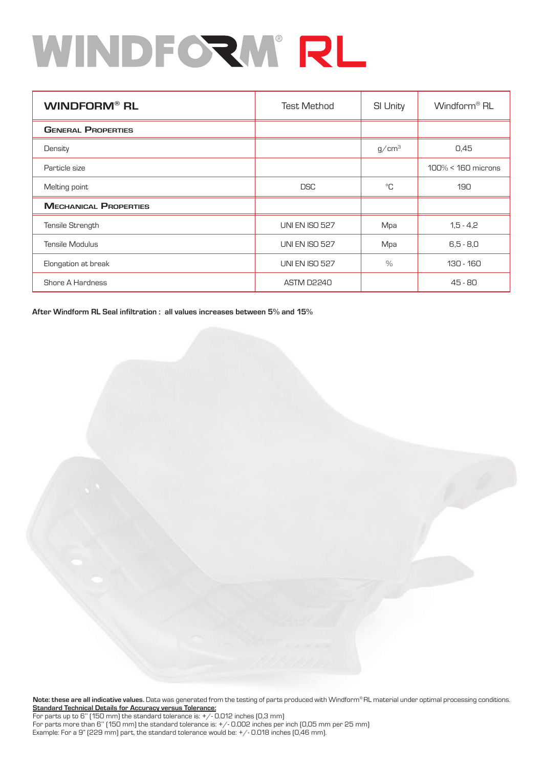# WINDFORM® RL

| WINDFORM® RL | Test Method | SI Unity | Windform® RL |
|---|---|---|---|
| **General Properties** | | | |
| Density | | $g/cm^3$ | 0,45 |
| Particle size | | | 100% < 160 microns |
| Melting point | DSC | °C | 190 |
| **Mechanical Properties** | | | |
| Tensile Strength | UNI EN ISO 527 | Mpa | 1,5 - 4,2 |
| Tensile Modulus | UNI EN ISO 527 | Mpa | 6,5 - 8,0 |
| Elongation at break | UNI EN ISO 527 | % | 130 - 160 |
| Shore A Hardness | ASTM D2240 | | 45 - 80 |

**After Windform RL Seal infiltration : all values increases between 5% and 15%**

**Note: these are all indicative values.** Data was generated from the testing of parts produced with Windform® RL material under optimal processing conditions.
**Standard Technical Details for Accuracy versus Tolerance:**
For parts up to 6" (150 mm) the standard tolerance is: +/- 0.012 inches (0,3 mm)
For parts more than 6" (150 mm) the standard tolerance is: +/- 0.002 inches per inch (0,05 mm per 25 mm)
Example: For a 9" (229 mm) part, the standard tolerance would be: +/- 0.018 inches (0,46 mm).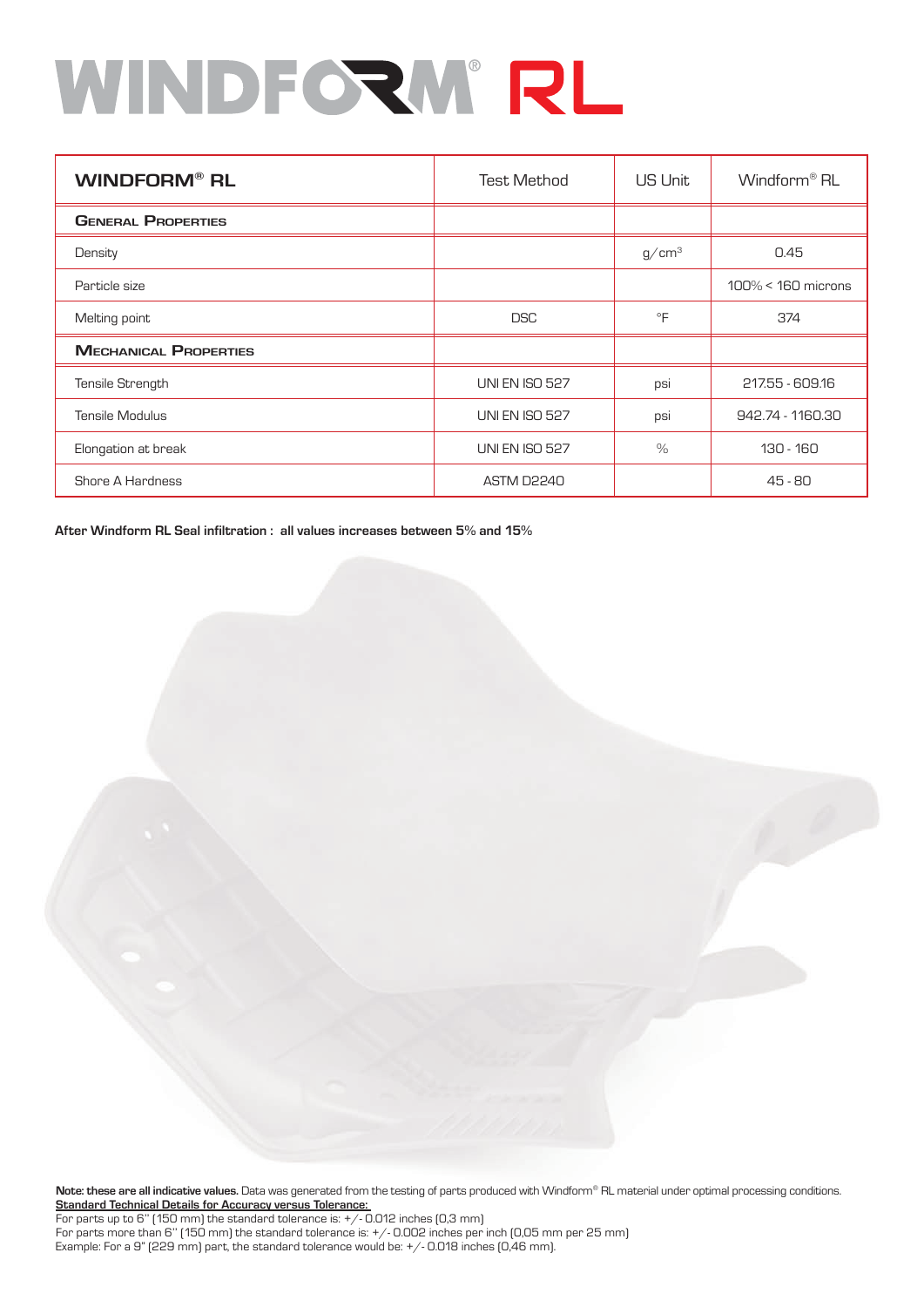# WINDFORM® RL

| WINDFORM® RL | Test Method | US Unit | Windform® RL |
|---|---|---|---|
| **General Properties** | | | |
| Density | | g/cm$^3$ | 0.45 |
| Particle size | | | 100% < 160 microns |
| Melting point | DSC | °F | 374 |
| **Mechanical Properties** | | | |
| Tensile Strength | UNI EN ISO 527 | psi | 217.55 - 609.16 |
| Tensile Modulus | UNI EN ISO 527 | psi | 942.74 - 1160.30 |
| Elongation at break | UNI EN ISO 527 | % | 130 - 160 |
| Shore A Hardness | ASTM D2240 | | 45 - 80 |

**After Windform RL Seal infiltration : all values increases between 5% and 15%**

**Note: these are all indicative values.** Data was generated from the testing of parts produced with Windform® RL material under optimal processing conditions.
**Standard Technical Details for Accuracy versus Tolerance:**
For parts up to 6" (150 mm) the standard tolerance is: +/- 0.012 inches (0,3 mm)
For parts more than 6" (150 mm) the standard tolerance is: +/- 0.002 inches per inch (0,05 mm per 25 mm)
Example: For a 9" (229 mm) part, the standard tolerance would be: +/- 0.018 inches (0,46 mm).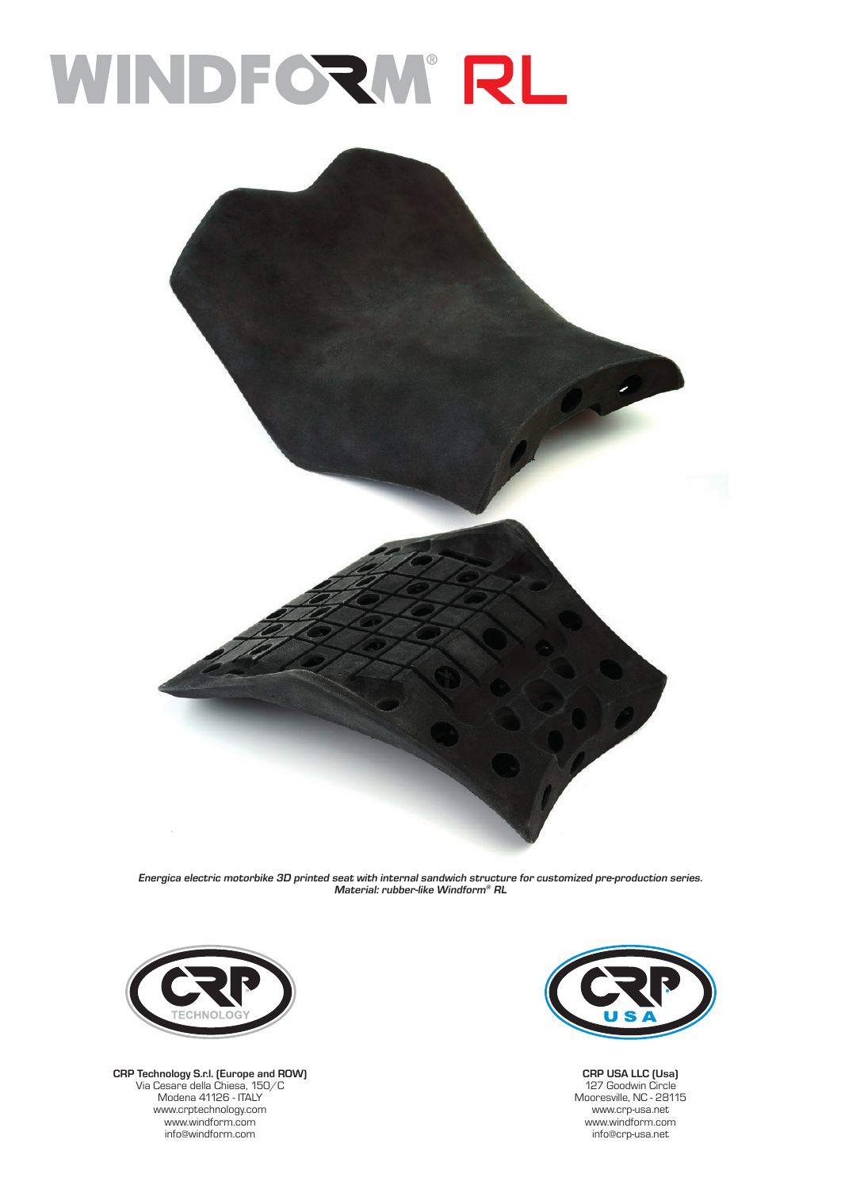# WINDFORM® RL

*Energica electric motorbike 3D printed seat with internal sandwich structure for customized pre-production series.*
*Material: rubber-like Windform® RL*

**CRP Technology S.r.l. (Europe and ROW)**
Via Cesare della Chiesa, 150/C
Modena 41126 - ITALY
www.crptechnology.com
www.windform.com
info@windform.com

**CRP USA LLC (Usa)**
127 Goodwin Circle
Mooresville, NC - 28115
www.crp-usa.net
www.windform.com
info@crp-usa.net